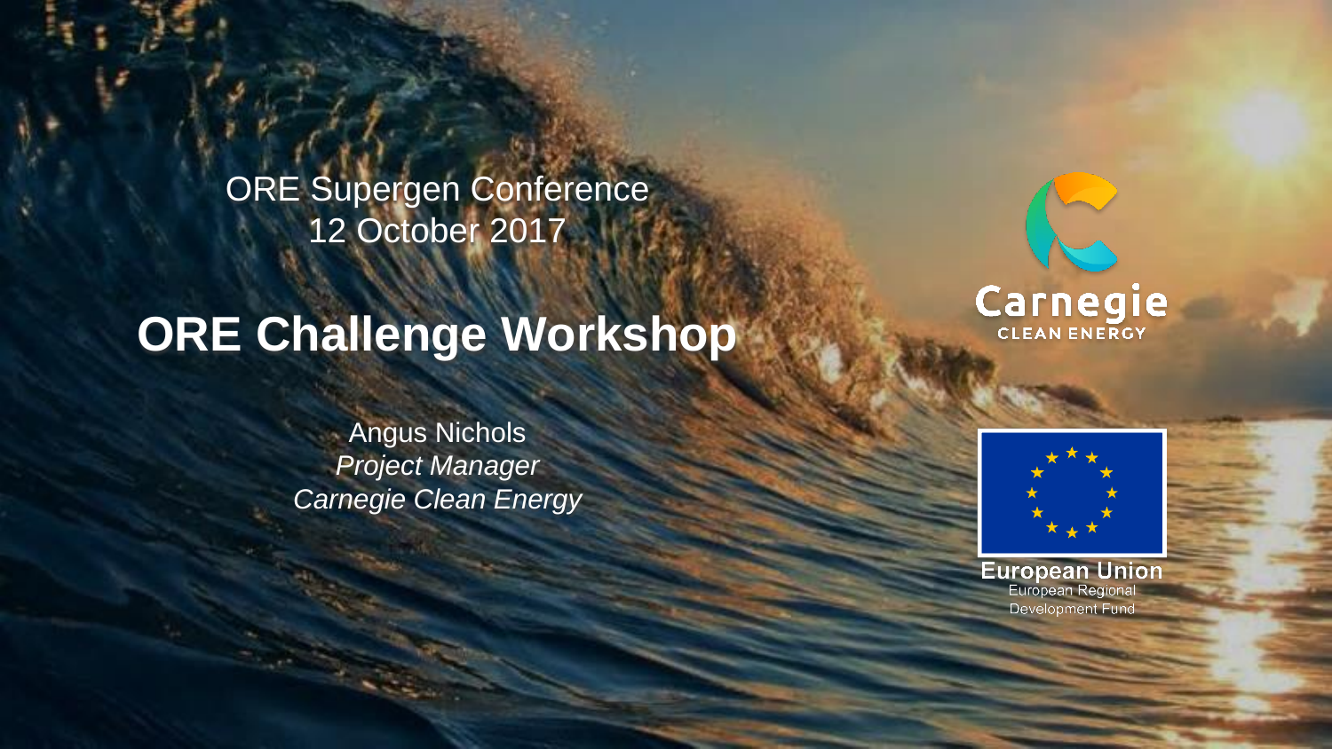ORE Supergen Conference
12 October 2017

# ORE Challenge Workshop

Angus Nichols
*Project Manager*
*Carnegie Clean Energy*

Carnegie
CLEAN ENERGY

European Union
European Regional
Development Fund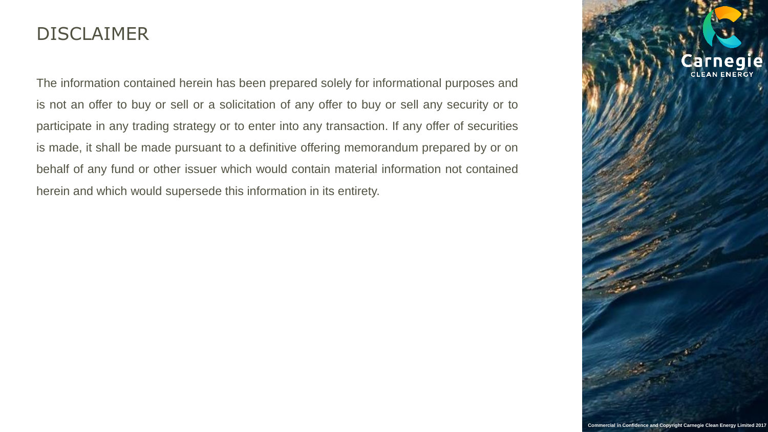# DISCLAIMER

The information contained herein has been prepared solely for informational purposes and is not an offer to buy or sell or a solicitation of any offer to buy or sell any security or to participate in any trading strategy or to enter into any transaction. If any offer of securities is made, it shall be made pursuant to a definitive offering memorandum prepared by or on behalf of any fund or other issuer which would contain material information not contained herein and which would supersede this information in its entirety.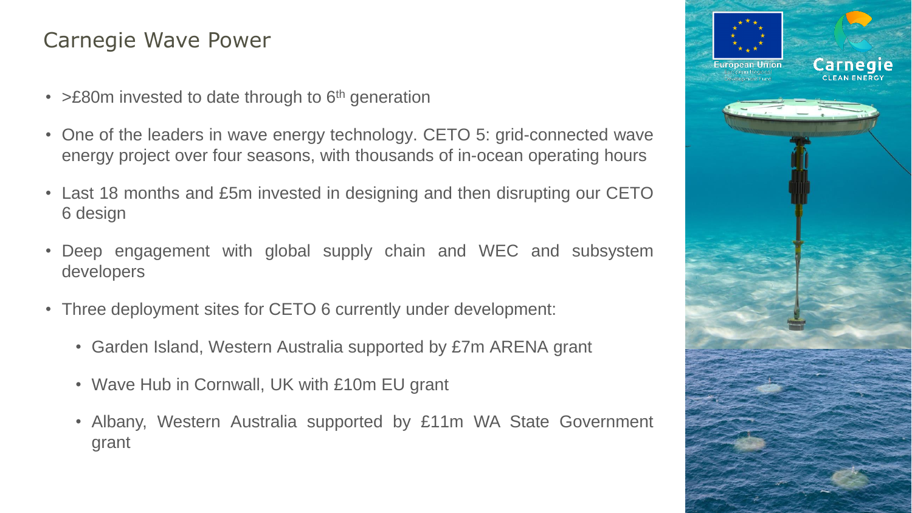# Carnegie Wave Power

- >£80m invested to date through to 6th generation
- One of the leaders in wave energy technology. CETO 5: grid-connected wave energy project over four seasons, with thousands of in-ocean operating hours
- Last 18 months and £5m invested in designing and then disrupting our CETO 6 design
- Deep engagement with global supply chain and WEC and subsystem developers
- Three deployment sites for CETO 6 currently under development:
  - Garden Island, Western Australia supported by £7m ARENA grant
  - Wave Hub in Cornwall, UK with £10m EU grant
  - Albany, Western Australia supported by £11m WA State Government grant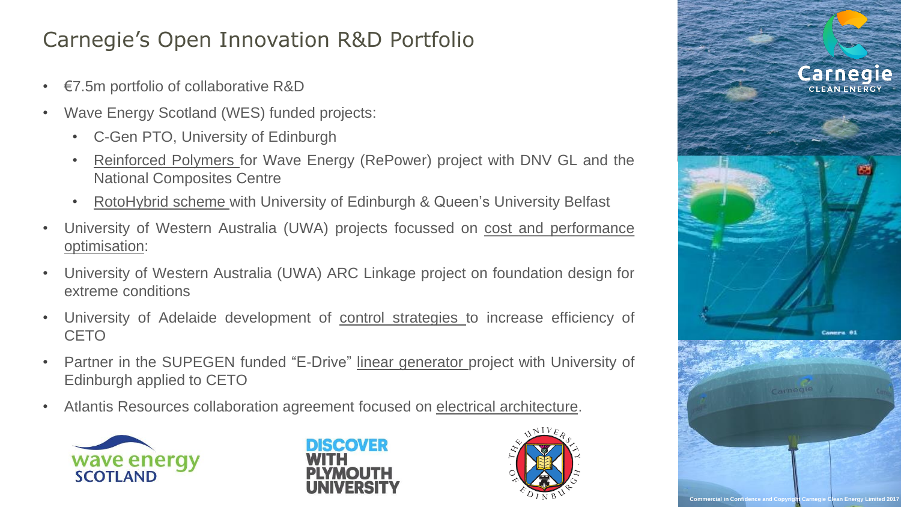# Carnegie's Open Innovation R&D Portfolio

- €7.5m portfolio of collaborative R&D
- Wave Energy Scotland (WES) funded projects:
  - C-Gen PTO, University of Edinburgh
  - Reinforced Polymers for Wave Energy (RePower) project with DNV GL and the National Composites Centre
  - RotoHybrid scheme with University of Edinburgh & Queen's University Belfast
- University of Western Australia (UWA) projects focussed on cost and performance optimisation:
- University of Western Australia (UWA) ARC Linkage project on foundation design for extreme conditions
- University of Adelaide development of control strategies to increase efficiency of CETO
- Partner in the SUPEGEN funded "E-Drive" linear generator project with University of Edinburgh applied to CETO
- Atlantis Resources collaboration agreement focused on electrical architecture.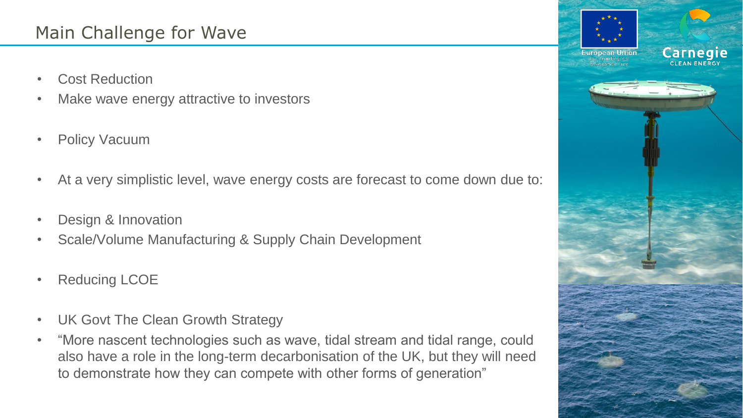## Main Challenge for Wave

- Cost Reduction
- Make wave energy attractive to investors

- Policy Vacuum

- At a very simplistic level, wave energy costs are forecast to come down due to:

- Design & Innovation
- Scale/Volume Manufacturing & Supply Chain Development

- Reducing LCOE

- UK Govt The Clean Growth Strategy
- "More nascent technologies such as wave, tidal stream and tidal range, could also have a role in the long-term decarbonisation of the UK, but they will need to demonstrate how they can compete with other forms of generation"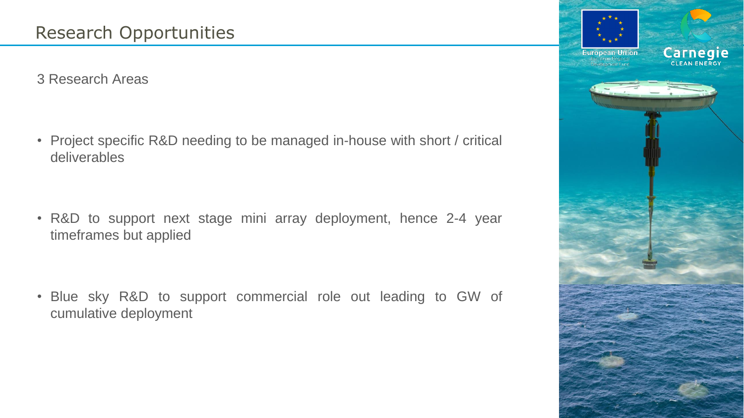# Research Opportunities

3 Research Areas

- Project specific R&D needing to be managed in-house with short / critical deliverables
- R&D to support next stage mini array deployment, hence 2-4 year timeframes but applied
- Blue sky R&D to support commercial role out leading to GW of cumulative deployment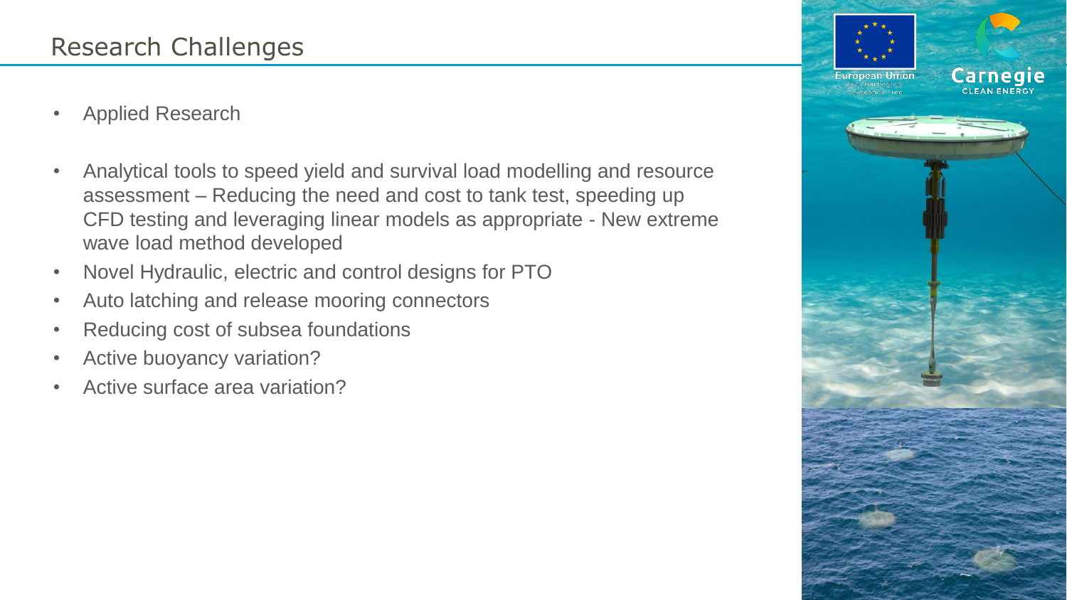# Research Challenges

- Applied Research
- Analytical tools to speed yield and survival load modelling and resource assessment – Reducing the need and cost to tank test, speeding up CFD testing and leveraging linear models as appropriate - New extreme wave load method developed
- Novel Hydraulic, electric and control designs for PTO
- Auto latching and release mooring connectors
- Reducing cost of subsea foundations
- Active buoyancy variation?
- Active surface area variation?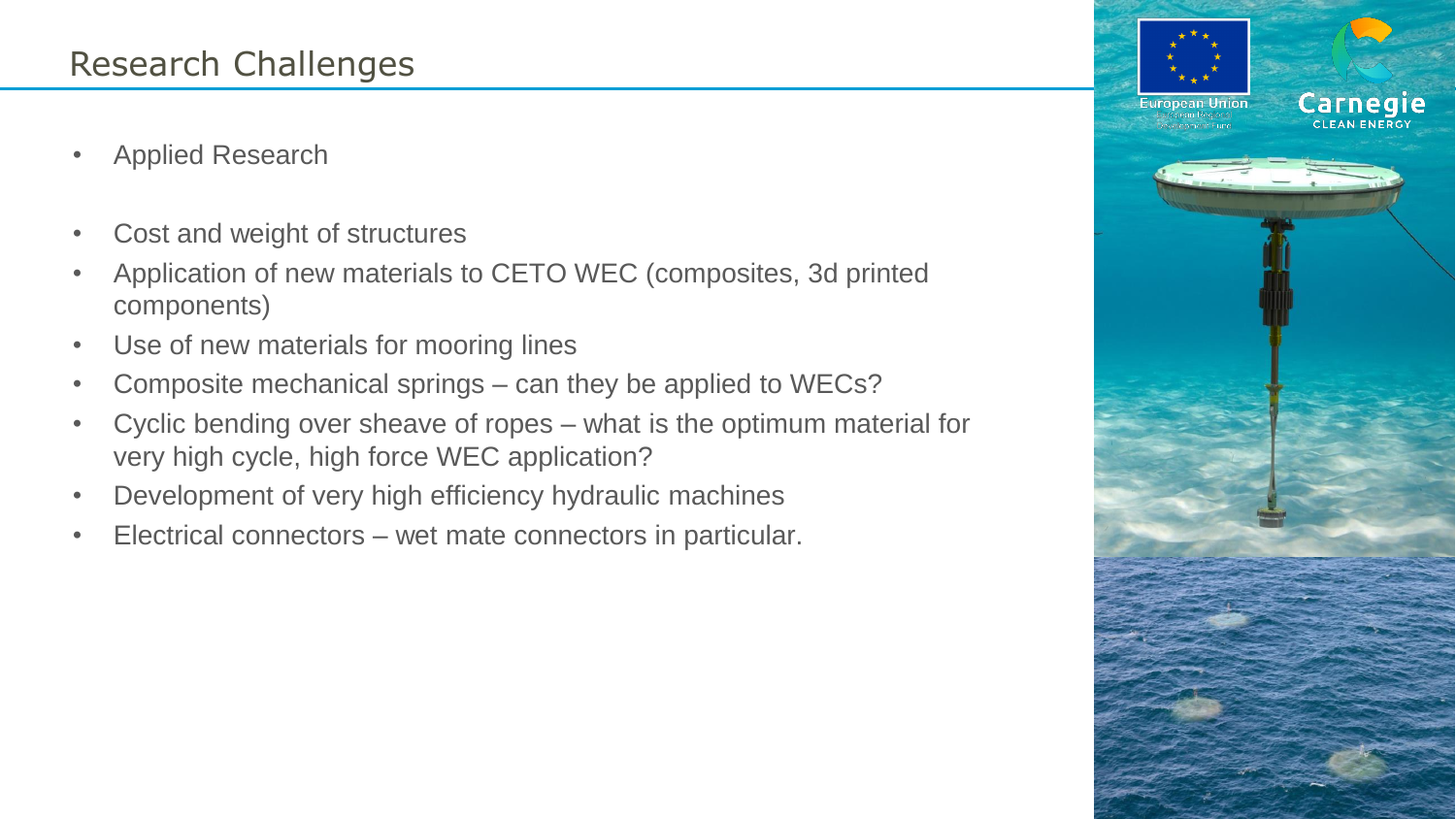## Research Challenges

- Applied Research

- Cost and weight of structures
- Application of new materials to CETO WEC (composites, 3d printed components)
- Use of new materials for mooring lines
- Composite mechanical springs – can they be applied to WECs?
- Cyclic bending over sheave of ropes – what is the optimum material for very high cycle, high force WEC application?
- Development of very high efficiency hydraulic machines
- Electrical connectors – wet mate connectors in particular.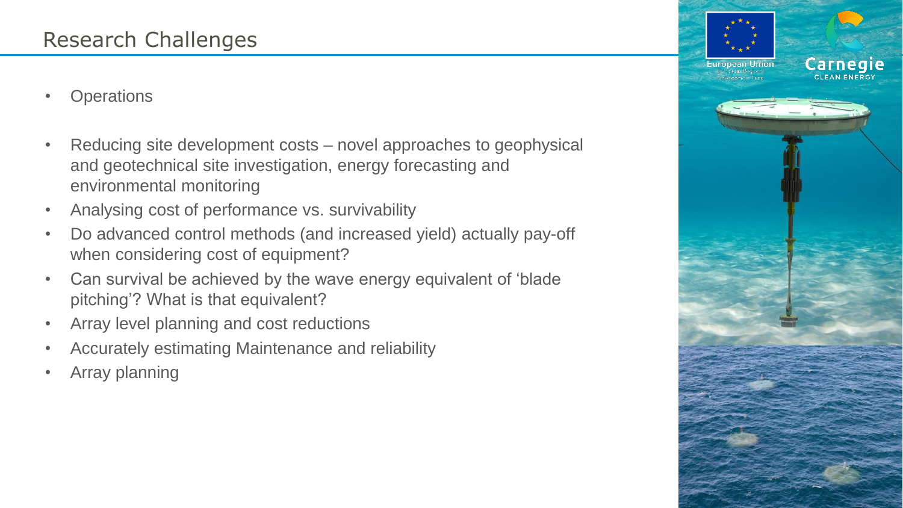## Research Challenges

- Operations

- Reducing site development costs – novel approaches to geophysical and geotechnical site investigation, energy forecasting and environmental monitoring
- Analysing cost of performance vs. survivability
- Do advanced control methods (and increased yield) actually pay-off when considering cost of equipment?
- Can survival be achieved by the wave energy equivalent of 'blade pitching'? What is that equivalent?
- Array level planning and cost reductions
- Accurately estimating Maintenance and reliability
- Array planning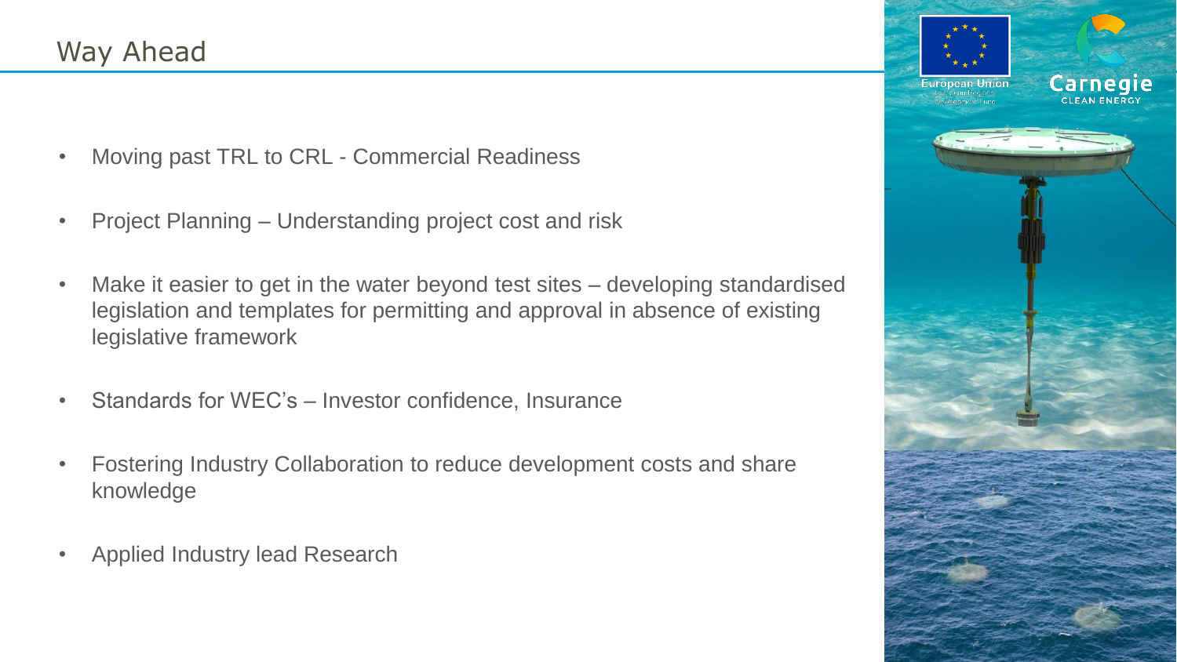# Way Ahead

- Moving past TRL to CRL - Commercial Readiness
- Project Planning – Understanding project cost and risk
- Make it easier to get in the water beyond test sites – developing standardised legislation and templates for permitting and approval in absence of existing legislative framework
- Standards for WEC's – Investor confidence, Insurance
- Fostering Industry Collaboration to reduce development costs and share knowledge
- Applied Industry lead Research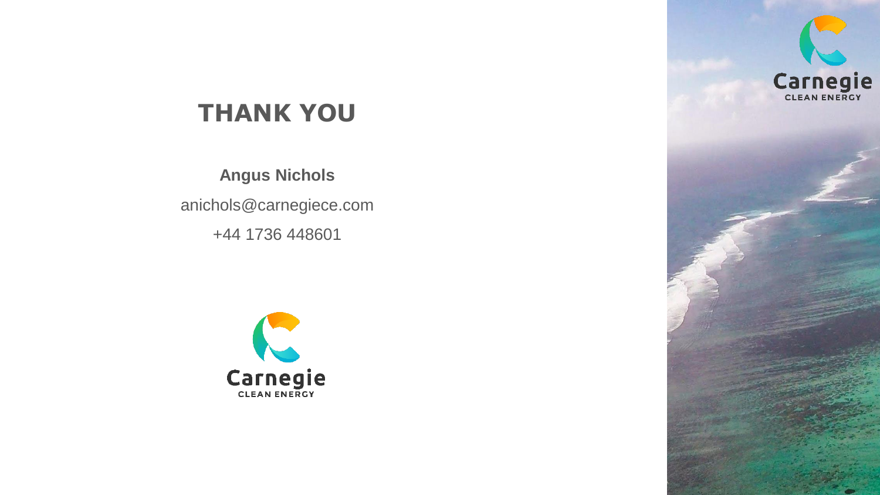# THANK YOU

**Angus Nichols**

anichols@carnegiece.com

+44 1736 448601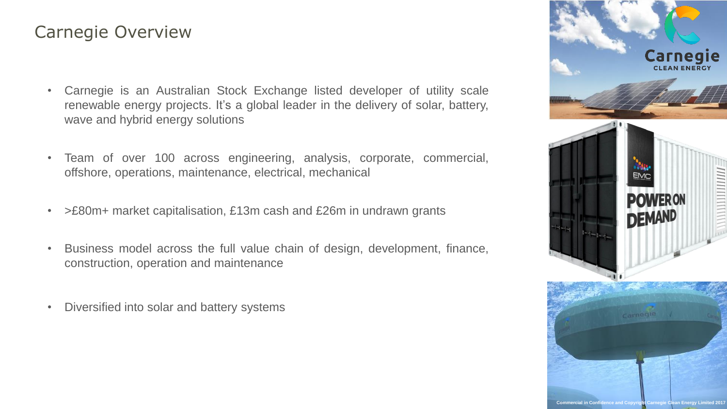# Carnegie Overview

- Carnegie is an Australian Stock Exchange listed developer of utility scale renewable energy projects. It's a global leader in the delivery of solar, battery, wave and hybrid energy solutions
- Team of over 100 across engineering, analysis, corporate, commercial, offshore, operations, maintenance, electrical, mechanical
- >£80m+ market capitalisation, £13m cash and £26m in undrawn grants
- Business model across the full value chain of design, development, finance, construction, operation and maintenance
- Diversified into solar and battery systems

Commercial in Confidence and Copyright Carnegie Clean Energy Limited 2017